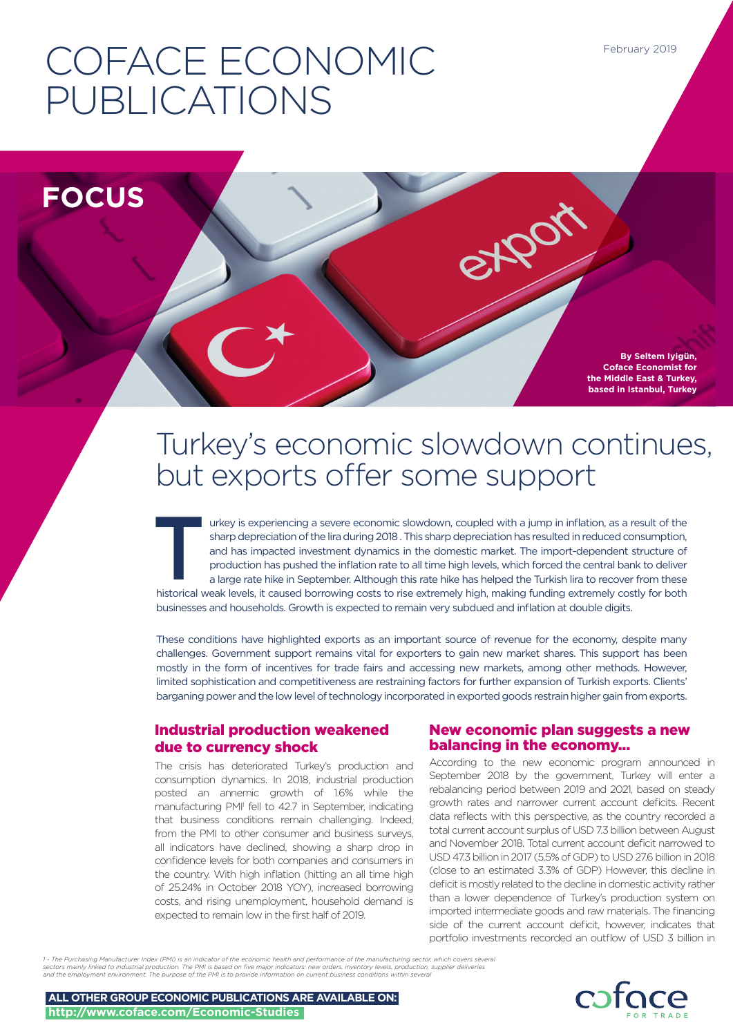February 2019

# COFACE ECONOMIC PUBLICATIONS

**FOCUS**

**By Seltem Iyigün, Coface Economist for the Middle East & Turkey, based in Istanbul, Turkey**

## Turkey's economic slowdown continues, but exports offer some support

Turkey is experiencing a severe economic slowdown, coupled with a jump in inflation, as a result of the sharp depreciation of the lira during 2018 . This sharp depreciation has resulted in reduced consumption, and has impacted investment dynamics in the domestic market. The import-dependent structure of production has pushed the inflation rate to all time high levels, which forced the central bank to deliver a large rate hike in September. Although this rate hike has helped the Turkish lira to recover from these historical weak levels, it caused borrowing costs to rise extremely high, making funding extremely costly for both businesses and households. Growth is expected to remain very subdued and inflation at double digits.

These conditions have highlighted exports as an important source of revenue for the economy, despite many challenges. Government support remains vital for exporters to gain new market shares. This support has been mostly in the form of incentives for trade fairs and accessing new markets, among other methods. However, limited sophistication and competitiveness are restraining factors for further expansion of Turkish exports. Clients' barganing power and the low level of technology incorporated in exported goods restrain higher gain from exports.

### Industrial production weakened due to currency shock

The crisis has deteriorated Turkey's production and consumption dynamics. In 2018, industrial production posted an annemic growth of 1.6% while the manufacturing PMI[1] fell to 42.7 in September, indicating that business conditions remain challenging. Indeed, from the PMI to other consumer and business surveys, all indicators have declined, showing a sharp drop in confidence levels for both companies and consumers in the country. With high inflation (hitting an all time high of 25.24% in October 2018 YOY), increased borrowing costs, and rising unemployment, household demand is expected to remain low in the first half of 2019.

### New economic plan suggests a new balancing in the economy...

According to the new economic program announced in September 2018 by the government, Turkey will enter a rebalancing period between 2019 and 2021, based on steady growth rates and narrower current account deficits. Recent data reflects with this perspective, as the country recorded a total current account surplus of USD 7.3 billion between August and November 2018. Total current account deficit narrowed to USD 47.3 billion in 2017 (5.5% of GDP) to USD 27.6 billion in 2018 (close to an estimated 3.3% of GDP) However, this decline in deficit is mostly related to the decline in domestic activity rather than a lower dependence of Turkey's production system on imported intermediate goods and raw materials. The financing side of the current account deficit, however, indicates that portfolio investments recorded an outflow of USD 3 billion in

*1 - The Purchasing Manufacturer Index (PMI) is an indicator of the economic health and performance of the manufacturing sector, which covers several sectors mainly linked to industrial production. The PMI is based on five major indicators: new orders, inventory levels, production, supplier deliveries and the employment environment. The purpose of the PMI is to provide information on current business conditions within several*

**ALL OTHER GROUP ECONOMIC PUBLICATIONS ARE AVAILABLE ON: http://www.coface.com/Economic-Studies**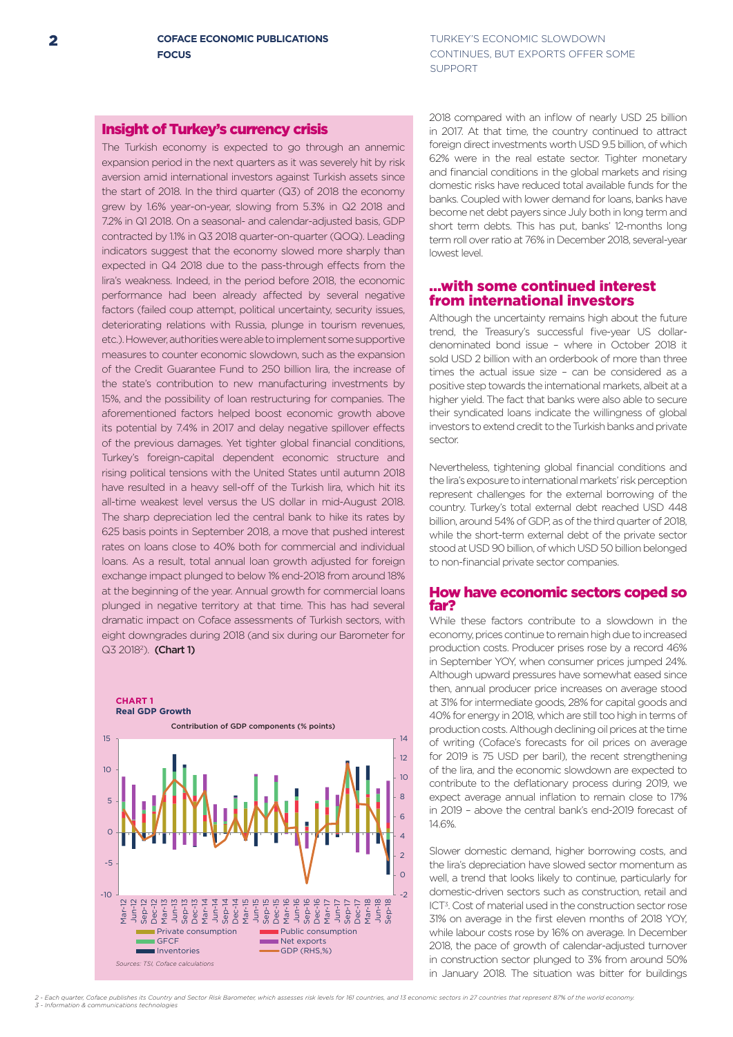## Insight of Turkey's currency crisis

The Turkish economy is expected to go through an annemic expansion period in the next quarters as it was severely hit by risk aversion amid international investors against Turkish assets since the start of 2018. In the third quarter (Q3) of 2018 the economy grew by 1.6% year-on-year, slowing from 5.3% in Q2 2018 and 7.2% in Q1 2018. On a seasonal- and calendar-adjusted basis, GDP contracted by 1.1% in Q3 2018 quarter-on-quarter (QOQ). Leading indicators suggest that the economy slowed more sharply than expected in Q4 2018 due to the pass-through effects from the lira's weakness. Indeed, in the period before 2018, the economic performance had been already affected by several negative factors (failed coup attempt, political uncertainty, security issues, deteriorating relations with Russia, plunge in tourism revenues, etc.). However, authorities were able to implement some supportive measures to counter economic slowdown, such as the expansion of the Credit Guarantee Fund to 250 billion lira, the increase of the state's contribution to new manufacturing investments by 15%, and the possibility of loan restructuring for companies. The aforementioned factors helped boost economic growth above its potential by 7.4% in 2017 and delay negative spillover effects of the previous damages. Yet tighter global financial conditions, Turkey's foreign-capital dependent economic structure and rising political tensions with the United States until autumn 2018 have resulted in a heavy sell-off of the Turkish lira, which hit its all-time weakest level versus the US dollar in mid-August 2018. The sharp depreciation led the central bank to hike its rates by 625 basis points in September 2018, a move that pushed interest rates on loans close to 40% both for commercial and individual loans. As a result, total annual loan growth adjusted for foreign exchange impact plunged to below 1% end-2018 from around 18% at the beginning of the year. Annual growth for commercial loans plunged in negative territory at that time. This has had several dramatic impact on Coface assessments of Turkish sectors, with eight downgrades during 2018 (and six during our Barometer for Q3 2018[2]). **(Chart 1)**

**CHART 1**
**Real GDP Growth**

Contribution of GDP components (% points)

Legend: Private consumption; Public consumption; GFCF; Net exports; Inventories; GDP (RHS,%)

*Sources: TSI, Coface calculations*

2018 compared with an inflow of nearly USD 25 billion in 2017. At that time, the country continued to attract foreign direct investments worth USD 9.5 billion, of which 62% were in the real estate sector. Tighter monetary and financial conditions in the global markets and rising domestic risks have reduced total available funds for the banks. Coupled with lower demand for loans, banks have become net debt payers since July both in long term and short term debts. This has put, banks' 12-months long term roll over ratio at 76% in December 2018, several-year lowest level.

## ...with some continued interest from international investors

Although the uncertainty remains high about the future trend, the Treasury's successful five-year US dollar-denominated bond issue – where in October 2018 it sold USD 2 billion with an orderbook of more than three times the actual issue size – can be considered as a positive step towards the international markets, albeit at a higher yield. The fact that banks were also able to secure their syndicated loans indicate the willingness of global investors to extend credit to the Turkish banks and private sector.

Nevertheless, tightening global financial conditions and the lira's exposure to international markets' risk perception represent challenges for the external borrowing of the country. Turkey's total external debt reached USD 448 billion, around 54% of GDP, as of the third quarter of 2018, while the short-term external debt of the private sector stood at USD 90 billion, of which USD 50 billion belonged to non-financial private sector companies.

## How have economic sectors coped so far?

While these factors contribute to a slowdown in the economy, prices continue to remain high due to increased production costs. Producer prises rose by a record 46% in September YOY, when consumer prices jumped 24%. Although upward pressures have somewhat eased since then, annual producer price increases on average stood at 31% for intermediate goods, 28% for capital goods and 40% for energy in 2018, which are still too high in terms of production costs. Although declining oil prices at the time of writing (Coface's forecasts for oil prices on average for 2019 is 75 USD per baril), the recent strengthening of the lira, and the economic slowdown are expected to contribute to the deflationary process during 2019, we expect average annual inflation to remain close to 17% in 2019 – above the central bank's end-2019 forecast of 14.6%.

Slower domestic demand, higher borrowing costs, and the lira's depreciation have slowed sector momentum as well, a trend that looks likely to continue, particularly for domestic-driven sectors such as construction, retail and ICT[3]. Cost of material used in the construction sector rose 31% on average in the first eleven months of 2018 YOY, while labour costs rose by 16% on average. In December 2018, the pace of growth of calendar-adjusted turnover in construction sector plunged to 3% from around 50% in January 2018. The situation was bitter for buildings

*2 - Each quarter, Coface publishes its Country and Sector Risk Barometer, which assesses risk levels for 161 countries, and 13 economic sectors in 27 countries that represent 87% of the world economy.*
*3 - Information & communications technologies*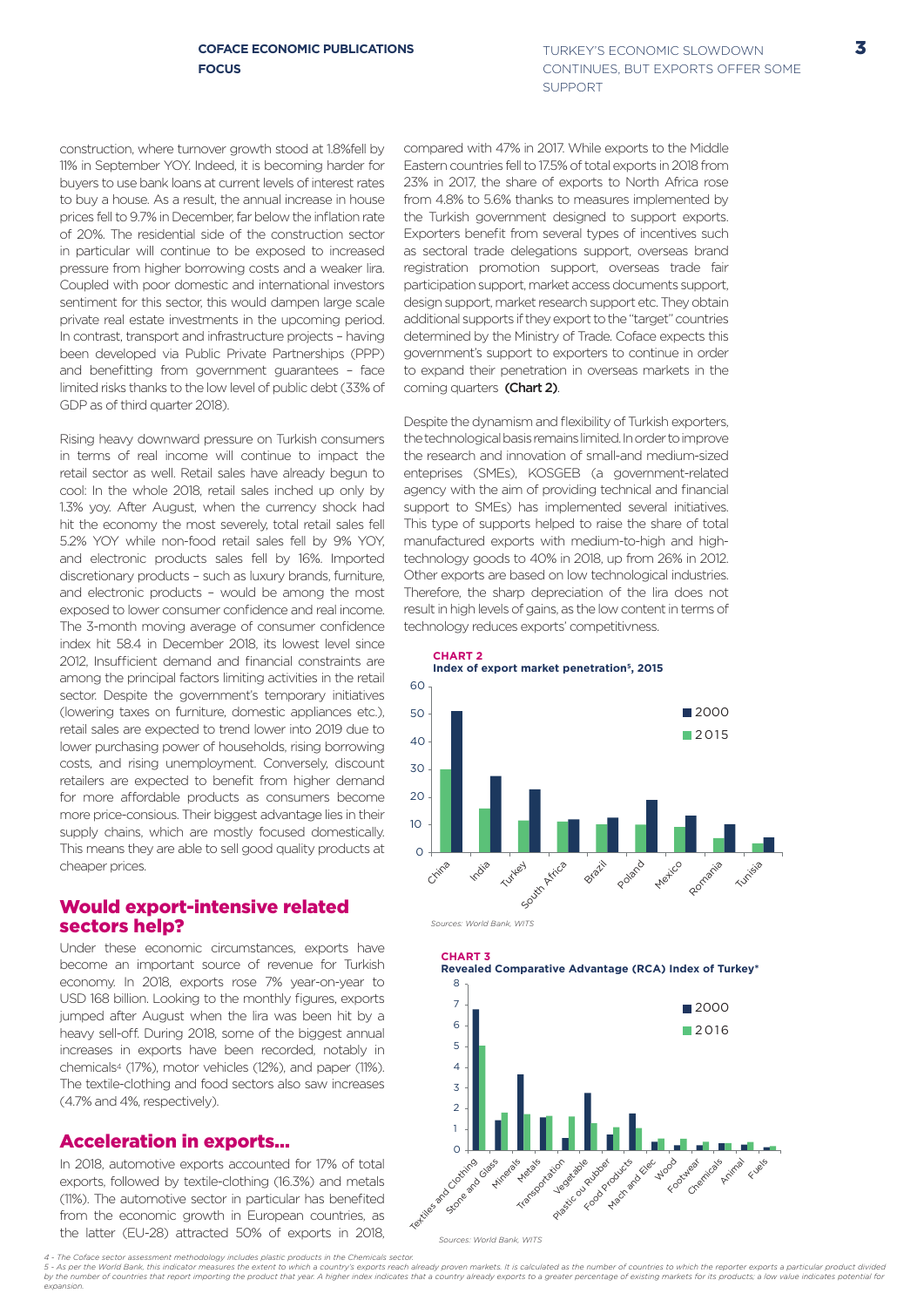construction, where turnover growth stood at 1.8%fell by 11% in September YOY. Indeed, it is becoming harder for buyers to use bank loans at current levels of interest rates to buy a house. As a result, the annual increase in house prices fell to 9.7% in December, far below the inflation rate of 20%. The residential side of the construction sector in particular will continue to be exposed to increased pressure from higher borrowing costs and a weaker lira. Coupled with poor domestic and international investors sentiment for this sector, this would dampen large scale private real estate investments in the upcoming period. In contrast, transport and infrastructure projects – having been developed via Public Private Partnerships (PPP) and benefitting from government guarantees – face limited risks thanks to the low level of public debt (33% of GDP as of third quarter 2018).

Rising heavy downward pressure on Turkish consumers in terms of real income will continue to impact the retail sector as well. Retail sales have already begun to cool: In the whole 2018, retail sales inched up only by 1.3% yoy. After August, when the currency shock had hit the economy the most severely, total retail sales fell 5.2% YOY while non-food retail sales fell by 9% YOY, and electronic products sales fell by 16%. Imported discretionary products – such as luxury brands, furniture, and electronic products – would be among the most exposed to lower consumer confidence and real income. The 3-month moving average of consumer confidence index hit 58.4 in December 2018, its lowest level since 2012, Insufficient demand and financial constraints are among the principal factors limiting activities in the retail sector. Despite the government's temporary initiatives (lowering taxes on furniture, domestic appliances etc.), retail sales are expected to trend lower into 2019 due to lower purchasing power of households, rising borrowing costs, and rising unemployment. Conversely, discount retailers are expected to benefit from higher demand for more affordable products as consumers become more price-consious. Their biggest advantage lies in their supply chains, which are mostly focused domestically. This means they are able to sell good quality products at cheaper prices.

## Would export-intensive related sectors help?

Under these economic circumstances, exports have become an important source of revenue for Turkish economy. In 2018, exports rose 7% year-on-year to USD 168 billion. Looking to the monthly figures, exports jumped after August when the lira was been hit by a heavy sell-off. During 2018, some of the biggest annual increases in exports have been recorded, notably in chemicals[4] (17%), motor vehicles (12%), and paper (11%). The textile-clothing and food sectors also saw increases (4.7% and 4%, respectively).

## Acceleration in exports...

In 2018, automotive exports accounted for 17% of total exports, followed by textile-clothing (16.3%) and metals (11%). The automotive sector in particular has benefited from the economic growth in European countries, as the latter (EU-28) attracted 50% of exports in 2018, compared with 47% in 2017. While exports to the Middle Eastern countries fell to 17.5% of total exports in 2018 from 23% in 2017, the share of exports to North Africa rose from 4.8% to 5.6% thanks to measures implemented by the Turkish government designed to support exports. Exporters benefit from several types of incentives such as sectoral trade delegations support, overseas brand registration promotion support, overseas trade fair participation support, market access documents support, design support, market research support etc. They obtain additional supports if they export to the "target" countries determined by the Ministry of Trade. Coface expects this government's support to exporters to continue in order to expand their penetration in overseas markets in the coming quarters **(Chart 2)**.

Despite the dynamism and flexibility of Turkish exporters, the technological basis remains limited. In order to improve the research and innovation of small-and medium-sized enteprises (SMEs), KOSGEB (a government-related agency with the aim of providing technical and financial support to SMEs) has implemented several initiatives. This type of supports helped to raise the share of total manufactured exports with medium-to-high and high-technology goods to 40% in 2018, up from 26% in 2012. Other exports are based on low technological industries. Therefore, the sharp depreciation of the lira does not result in high levels of gains, as the low content in terms of technology reduces exports' competitivness.

**CHART 2**
**Index of export market penetration[5], 2015**

| Country | 2000 | 2015 |
|---|---|---|
| China | 51 | 30 |
| India | 27.5 | 16 |
| Turkey | 22.5 | 11.5 |
| South Africa | 12 | 11 |
| Brazil | 12.5 | 10 |
| Poland | 19 | 10 |
| Mexico | 13.5 | 9 |
| Romania | 10 | 5 |
| Tunisia | 5.5 | 3 |

*Sources: World Bank, WITS*

**CHART 3**
**Revealed Comparative Advantage (RCA) Index of Turkey\***

| Sector | 2000 | 2016 |
|---|---|---|
| Textiles and Clothing | 6.8 | 5.0 |
| Stone and Glass | 1.4 | 1.8 |
| Minerals | 3.6 | 1.7 |
| Metals | 1.5 | 1.6 |
| Transportation | 0.6 | 1.6 |
| Vegetable | 2.7 | 1.3 |
| Plastic ou Rubber | 0.7 | 1.1 |
| Food Products | 1.7 | 1.0 |
| Mach and Elec | 0.4 | 0.5 |
| Wood | 0.2 | 0.5 |
| Footwear | 0.2 | 0.4 |
| Chemicals | 0.3 | 0.3 |
| Animal | 0.2 | 0.4 |
| Fuels | 0.1 | 0.2 |

*Sources: World Bank, WITS*

4 - The Coface sector assessment methodology includes plastic products in the Chemicals sector.

5 - As per the World Bank, this indicator measures the extent to which a country's exports reach already proven markets. It is calculated as the number of countries to which the reporter exports a particular product divided by the number of countries that report importing the product that year. A higher index indicates that a country already exports to a greater percentage of existing markets for its products; a low value indicates potential for expansion.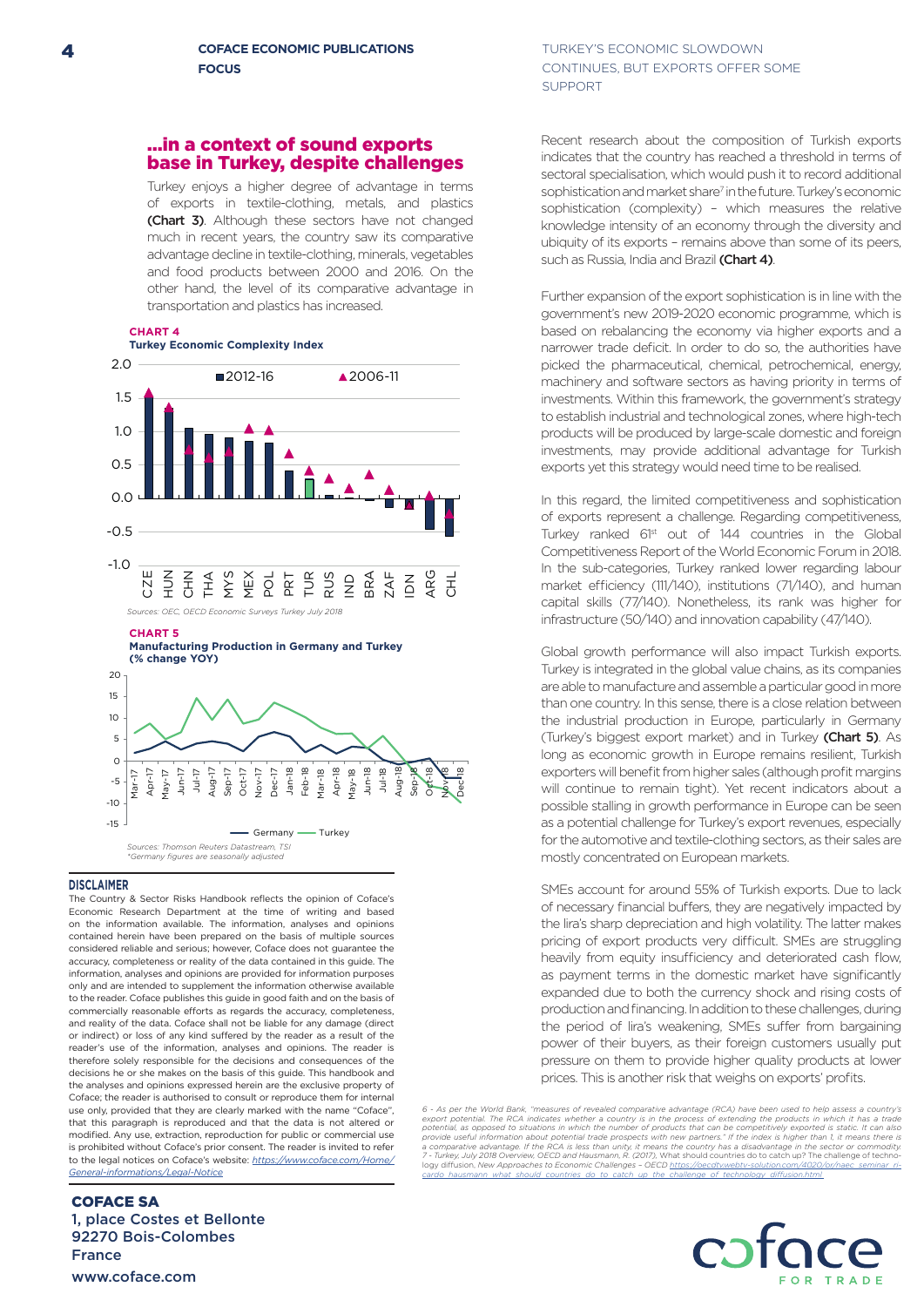## ...in a context of sound exports base in Turkey, despite challenges

Turkey enjoys a higher degree of advantage in terms of exports in textile-clothing, metals, and plastics **(Chart 3)**. Although these sectors have not changed much in recent years, the country saw its comparative advantage decline in textile-clothing, minerals, vegetables and food products between 2000 and 2016. On the other hand, the level of its comparative advantage in transportation and plastics has increased.

**CHART 4**
**Turkey Economic Complexity Index**

2.0
1.5
1.0
0.5
0.0
-0.5
-1.0

2012-16
2006-11

CZE HUN CHN THA MYS MEX POL PRT TUR RUS IND BRA ZAF IDN ARG CHL

*Sources: OEC, OECD Economic Surveys Turkey July 2018*

**CHART 5**
**Manufacturing Production in Germany and Turkey (% change YOY)**

20
15
10
5
0
-5
-10
-15

Mar-17 Apr-17 May-17 Jun-17 Jul-17 Aug-17 Sep-17 Oct-17 Nov-17 Dec-17 Jan-18 Feb-18 Mar-18 Apr-18 May-18 Jun-18 Jul-18 Aug-18 Sep-18 Oct-18 Nov-18 Dec-18

Germany
Turkey

*Sources: Thomson Reuters Datastream, TSI*
*\*Germany figures are seasonally adjusted*

Recent research about the composition of Turkish exports indicates that the country has reached a threshold in terms of sectoral specialisation, which would push it to record additional sophistication and market share[7] in the future. Turkey's economic sophistication (complexity) – which measures the relative knowledge intensity of an economy through the diversity and ubiquity of its exports – remains above than some of its peers, such as Russia, India and Brazil **(Chart 4)**.

Further expansion of the export sophistication is in line with the government's new 2019-2020 economic programme, which is based on rebalancing the economy via higher exports and a narrower trade deficit. In order to do so, the authorities have picked the pharmaceutical, chemical, petrochemical, energy, machinery and software sectors as having priority in terms of investments. Within this framework, the government's strategy to establish industrial and technological zones, where high-tech products will be produced by large-scale domestic and foreign investments, may provide additional advantage for Turkish exports yet this strategy would need time to be realised.

In this regard, the limited competitiveness and sophistication of exports represent a challenge. Regarding competitiveness, Turkey ranked 61st out of 144 countries in the Global Competitiveness Report of the World Economic Forum in 2018. In the sub-categories, Turkey ranked lower regarding labour market efficiency (111/140), institutions (71/140), and human capital skills (77/140). Nonetheless, its rank was higher for infrastructure (50/140) and innovation capability (47/140).

Global growth performance will also impact Turkish exports. Turkey is integrated in the global value chains, as its companies are able to manufacture and assemble a particular good in more than one country. In this sense, there is a close relation between the industrial production in Europe, particularly in Germany (Turkey's biggest export market) and in Turkey **(Chart 5)**. As long as economic growth in Europe remains resilient, Turkish exporters will benefit from higher sales (although profit margins will continue to remain tight). Yet recent indicators about a possible stalling in growth performance in Europe can be seen as a potential challenge for Turkey's export revenues, especially for the automotive and textile-clothing sectors, as their sales are mostly concentrated on European markets.

SMEs account for around 55% of Turkish exports. Due to lack of necessary financial buffers, they are negatively impacted by the lira's sharp depreciation and high volatility. The latter makes pricing of export products very difficult. SMEs are struggling heavily from equity insufficiency and deteriorated cash flow, as payment terms in the domestic market have significantly expanded due to both the currency shock and rising costs of production and financing. In addition to these challenges, during the period of lira's weakening, SMEs suffer from bargaining power of their buyers, as their foreign customers usually put pressure on them to provide higher quality products at lower prices. This is another risk that weighs on exports' profits.

*6 - As per the World Bank, "measures of revealed comparative advantage (RCA) have been used to help assess a country's export potential. The RCA indicates whether a country is in the process of extending the products in which it has a trade potential, as opposed to situations in which the number of products that can be competitively exported is static. It can also provide useful information about potential trade prospects with new partners." If the index is higher than 1, it means there is a comparative advantage. If the RCA is less than unity, it means the country has a disadvantage in the sector or commodity.*
*7 - Turkey, July 2018 Overview, OECD and Hausmann, R. (2017), What should countries do to catch up? The challenge of technology diffusion, New Approaches to Economic Challenges – OECD https://oecdtv.webtv-solution.com/4020/or/naec_seminar_ricardo_hausmann_what_should_countries_do_to_catch_up_the_challenge_of_technology_diffusion.html*

### DISCLAIMER

The Country & Sector Risks Handbook reflects the opinion of Coface's Economic Research Department at the time of writing and based on the information available. The information, analyses and opinions contained herein have been prepared on the basis of multiple sources considered reliable and serious; however, Coface does not guarantee the accuracy, completeness or reality of the data contained in this guide. The information, analyses and opinions are provided for information purposes only and are intended to supplement the information otherwise available to the reader. Coface publishes this guide in good faith and on the basis of commercially reasonable efforts as regards the accuracy, completeness, and reality of the data. Coface shall not be liable for any damage (direct or indirect) or loss of any kind suffered by the reader as a result of the reader's use of the information, analyses and opinions. The reader is therefore solely responsible for the decisions and consequences of the decisions he or she makes on the basis of this guide. This handbook and the analyses and opinions expressed herein are the exclusive property of Coface; the reader is authorised to consult or reproduce them for internal use only, provided that they are clearly marked with the name "Coface", that this paragraph is reproduced and that the data is not altered or modified. Any use, extraction, reproduction for public or commercial use is prohibited without Coface's prior consent. The reader is invited to refer to the legal notices on Coface's website: https://www.coface.com/Home/General-informations/Legal-Notice

**COFACE SA**
1, place Costes et Bellonte
92270 Bois-Colombes
France
www.coface.com

coface FOR TRADE